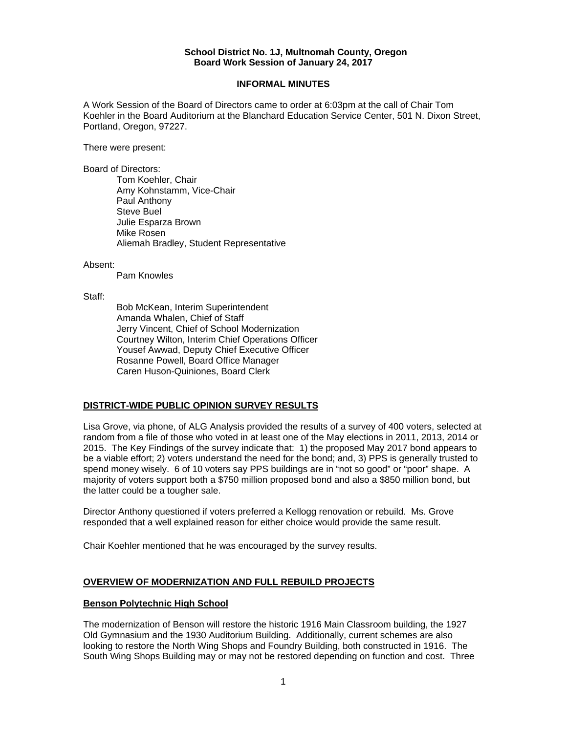**School District No. 1J, Multnomah County, Oregon**
**Board Work Session of January 24, 2017**

**INFORMAL MINUTES**

A Work Session of the Board of Directors came to order at 6:03pm at the call of Chair Tom Koehler in the Board Auditorium at the Blanchard Education Service Center, 501 N. Dixon Street, Portland, Oregon, 97227.

There were present:

Board of Directors:

Tom Koehler, Chair
Amy Kohnstamm, Vice-Chair
Paul Anthony
Steve Buel
Julie Esparza Brown
Mike Rosen
Aliemah Bradley, Student Representative

Absent:

Pam Knowles

Staff:

Bob McKean, Interim Superintendent
Amanda Whalen, Chief of Staff
Jerry Vincent, Chief of School Modernization
Courtney Wilton, Interim Chief Operations Officer
Yousef Awwad, Deputy Chief Executive Officer
Rosanne Powell, Board Office Manager
Caren Huson-Quiniones, Board Clerk

## DISTRICT-WIDE PUBLIC OPINION SURVEY RESULTS

Lisa Grove, via phone, of ALG Analysis provided the results of a survey of 400 voters, selected at random from a file of those who voted in at least one of the May elections in 2011, 2013, 2014 or 2015. The Key Findings of the survey indicate that: 1) the proposed May 2017 bond appears to be a viable effort; 2) voters understand the need for the bond; and, 3) PPS is generally trusted to spend money wisely. 6 of 10 voters say PPS buildings are in "not so good" or "poor" shape. A majority of voters support both a $750 million proposed bond and also a $850 million bond, but the latter could be a tougher sale.

Director Anthony questioned if voters preferred a Kellogg renovation or rebuild. Ms. Grove responded that a well explained reason for either choice would provide the same result.

Chair Koehler mentioned that he was encouraged by the survey results.

## OVERVIEW OF MODERNIZATION AND FULL REBUILD PROJECTS

### Benson Polytechnic High School

The modernization of Benson will restore the historic 1916 Main Classroom building, the 1927 Old Gymnasium and the 1930 Auditorium Building. Additionally, current schemes are also looking to restore the North Wing Shops and Foundry Building, both constructed in 1916. The South Wing Shops Building may or may not be restored depending on function and cost. Three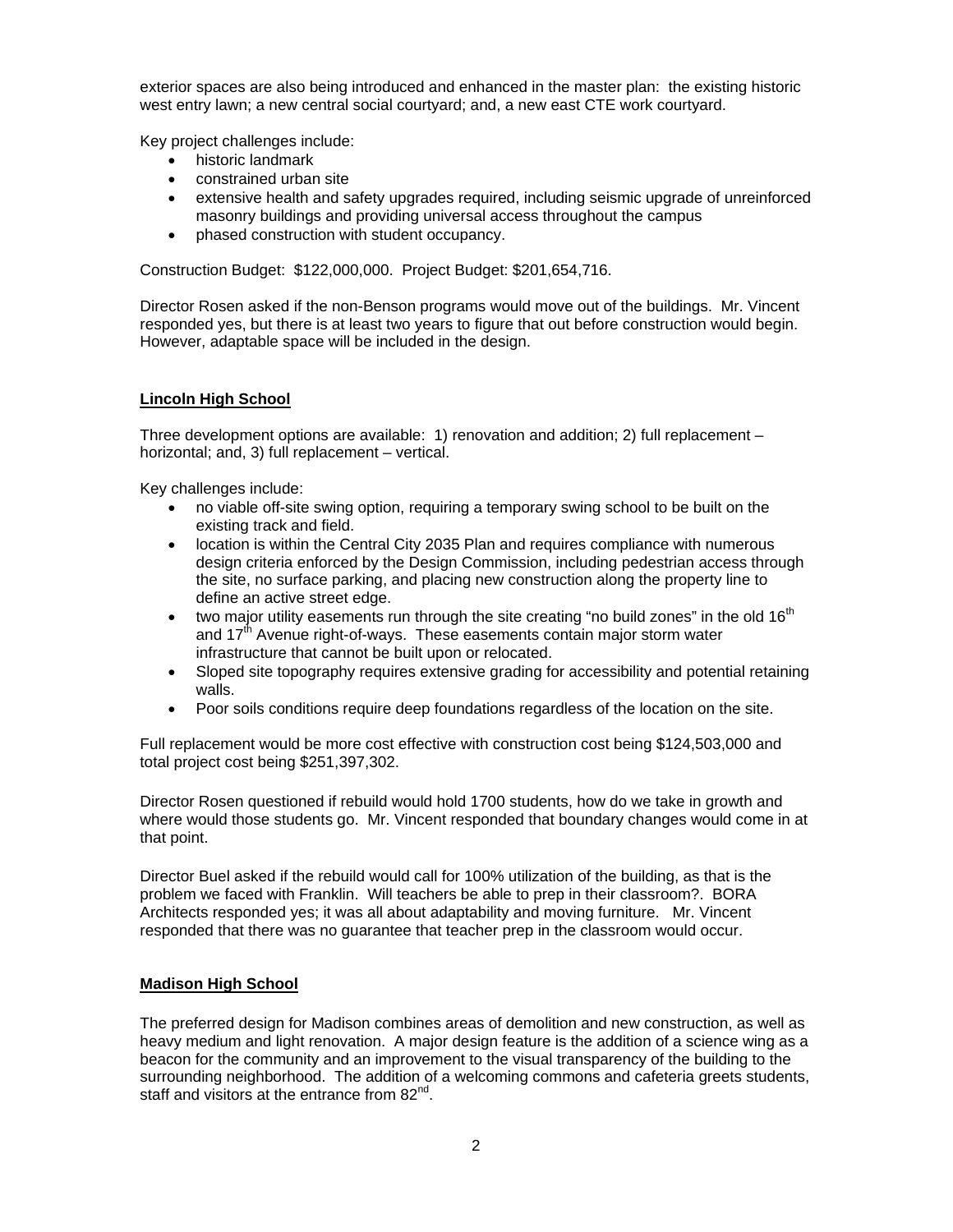exterior spaces are also being introduced and enhanced in the master plan: the existing historic west entry lawn; a new central social courtyard; and, a new east CTE work courtyard.

Key project challenges include:

- historic landmark
- constrained urban site
- extensive health and safety upgrades required, including seismic upgrade of unreinforced masonry buildings and providing universal access throughout the campus
- phased construction with student occupancy.

Construction Budget: $122,000,000. Project Budget: $201,654,716.

Director Rosen asked if the non-Benson programs would move out of the buildings. Mr. Vincent responded yes, but there is at least two years to figure that out before construction would begin. However, adaptable space will be included in the design.

## Lincoln High School

Three development options are available: 1) renovation and addition; 2) full replacement – horizontal; and, 3) full replacement – vertical.

Key challenges include:

- no viable off-site swing option, requiring a temporary swing school to be built on the existing track and field.
- location is within the Central City 2035 Plan and requires compliance with numerous design criteria enforced by the Design Commission, including pedestrian access through the site, no surface parking, and placing new construction along the property line to define an active street edge.
- two major utility easements run through the site creating "no build zones" in the old 16th and 17th Avenue right-of-ways. These easements contain major storm water infrastructure that cannot be built upon or relocated.
- Sloped site topography requires extensive grading for accessibility and potential retaining walls.
- Poor soils conditions require deep foundations regardless of the location on the site.

Full replacement would be more cost effective with construction cost being $124,503,000 and total project cost being $251,397,302.

Director Rosen questioned if rebuild would hold 1700 students, how do we take in growth and where would those students go. Mr. Vincent responded that boundary changes would come in at that point.

Director Buel asked if the rebuild would call for 100% utilization of the building, as that is the problem we faced with Franklin. Will teachers be able to prep in their classroom?. BORA Architects responded yes; it was all about adaptability and moving furniture. Mr. Vincent responded that there was no guarantee that teacher prep in the classroom would occur.

## Madison High School

The preferred design for Madison combines areas of demolition and new construction, as well as heavy medium and light renovation. A major design feature is the addition of a science wing as a beacon for the community and an improvement to the visual transparency of the building to the surrounding neighborhood. The addition of a welcoming commons and cafeteria greets students, staff and visitors at the entrance from 82nd.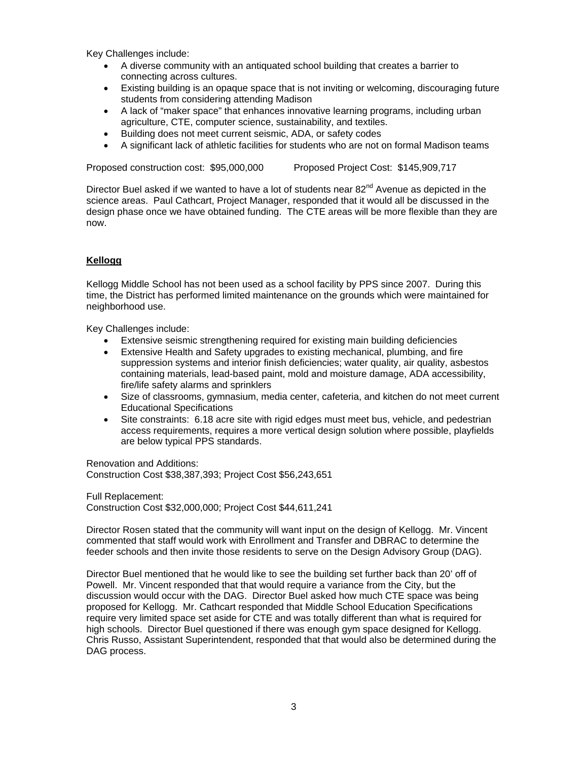Key Challenges include:

- A diverse community with an antiquated school building that creates a barrier to connecting across cultures.
- Existing building is an opaque space that is not inviting or welcoming, discouraging future students from considering attending Madison
- A lack of "maker space" that enhances innovative learning programs, including urban agriculture, CTE, computer science, sustainability, and textiles.
- Building does not meet current seismic, ADA, or safety codes
- A significant lack of athletic facilities for students who are not on formal Madison teams

Proposed construction cost: $95,000,000 Proposed Project Cost: $145,909,717

Director Buel asked if we wanted to have a lot of students near 82nd Avenue as depicted in the science areas. Paul Cathcart, Project Manager, responded that it would all be discussed in the design phase once we have obtained funding. The CTE areas will be more flexible than they are now.

**Kellogg**

Kellogg Middle School has not been used as a school facility by PPS since 2007. During this time, the District has performed limited maintenance on the grounds which were maintained for neighborhood use.

Key Challenges include:

- Extensive seismic strengthening required for existing main building deficiencies
- Extensive Health and Safety upgrades to existing mechanical, plumbing, and fire suppression systems and interior finish deficiencies; water quality, air quality, asbestos containing materials, lead-based paint, mold and moisture damage, ADA accessibility, fire/life safety alarms and sprinklers
- Size of classrooms, gymnasium, media center, cafeteria, and kitchen do not meet current Educational Specifications
- Site constraints: 6.18 acre site with rigid edges must meet bus, vehicle, and pedestrian access requirements, requires a more vertical design solution where possible, playfields are below typical PPS standards.

Renovation and Additions:
Construction Cost $38,387,393; Project Cost $56,243,651

Full Replacement:
Construction Cost $32,000,000; Project Cost $44,611,241

Director Rosen stated that the community will want input on the design of Kellogg. Mr. Vincent commented that staff would work with Enrollment and Transfer and DBRAC to determine the feeder schools and then invite those residents to serve on the Design Advisory Group (DAG).

Director Buel mentioned that he would like to see the building set further back than 20' off of Powell. Mr. Vincent responded that that would require a variance from the City, but the discussion would occur with the DAG. Director Buel asked how much CTE space was being proposed for Kellogg. Mr. Cathcart responded that Middle School Education Specifications require very limited space set aside for CTE and was totally different than what is required for high schools. Director Buel questioned if there was enough gym space designed for Kellogg. Chris Russo, Assistant Superintendent, responded that that would also be determined during the DAG process.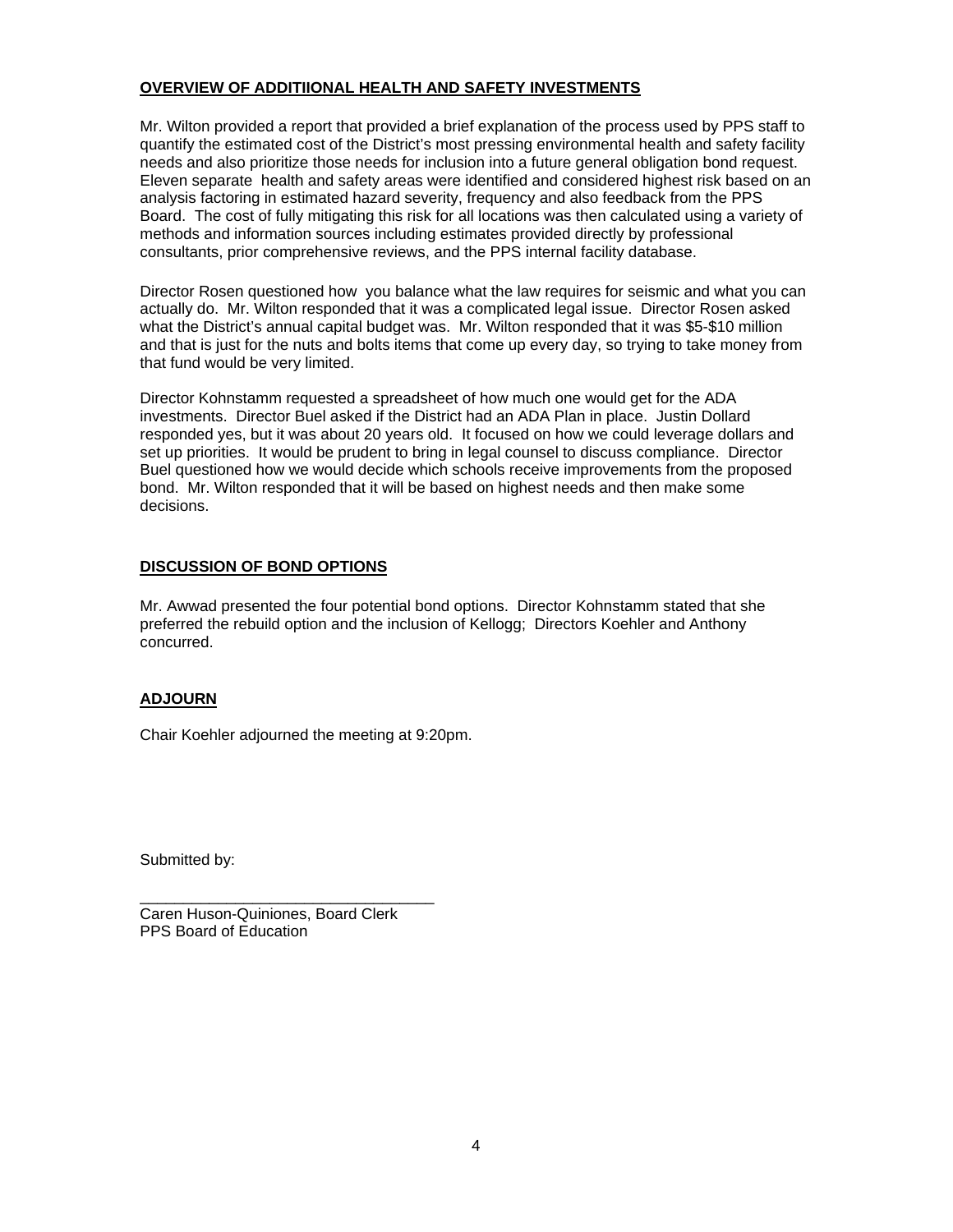## OVERVIEW OF ADDITIIONAL HEALTH AND SAFETY INVESTMENTS

Mr. Wilton provided a report that provided a brief explanation of the process used by PPS staff to quantify the estimated cost of the District's most pressing environmental health and safety facility needs and also prioritize those needs for inclusion into a future general obligation bond request. Eleven separate health and safety areas were identified and considered highest risk based on an analysis factoring in estimated hazard severity, frequency and also feedback from the PPS Board. The cost of fully mitigating this risk for all locations was then calculated using a variety of methods and information sources including estimates provided directly by professional consultants, prior comprehensive reviews, and the PPS internal facility database.

Director Rosen questioned how you balance what the law requires for seismic and what you can actually do. Mr. Wilton responded that it was a complicated legal issue. Director Rosen asked what the District's annual capital budget was. Mr. Wilton responded that it was $5-$10 million and that is just for the nuts and bolts items that come up every day, so trying to take money from that fund would be very limited.

Director Kohnstamm requested a spreadsheet of how much one would get for the ADA investments. Director Buel asked if the District had an ADA Plan in place. Justin Dollard responded yes, but it was about 20 years old. It focused on how we could leverage dollars and set up priorities. It would be prudent to bring in legal counsel to discuss compliance. Director Buel questioned how we would decide which schools receive improvements from the proposed bond. Mr. Wilton responded that it will be based on highest needs and then make some decisions.

## DISCUSSION OF BOND OPTIONS

Mr. Awwad presented the four potential bond options. Director Kohnstamm stated that she preferred the rebuild option and the inclusion of Kellogg; Directors Koehler and Anthony concurred.

## ADJOURN

Chair Koehler adjourned the meeting at 9:20pm.

Submitted by:

___________________________________
Caren Huson-Quiniones, Board Clerk
PPS Board of Education